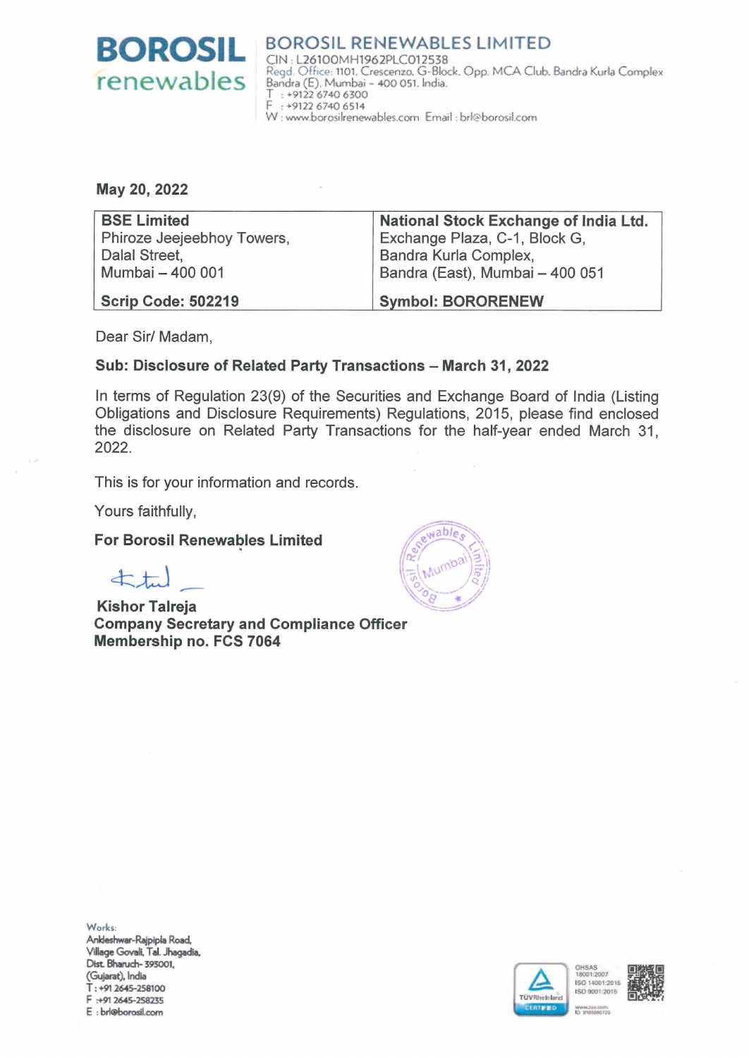**BOROSIL renewables**

**BOROSIL RENEWABLES LIMITED**
CIN : L26100MH1962PLC012538
Regd. Office: 1101, Crescenzo, G-Block, Opp. MCA Club, Bandra Kurla Complex
Bandra (E), Mumbai - 400 051, India.
T : +9122 6740 6300
F : +9122 6740 6514
W : www.borosilrenewables.com Email : brl@borosil.com

**May 20, 2022**

| **BSE Limited**<br>Phiroze Jeejeebhoy Towers,<br>Dalal Street,<br>Mumbai – 400 001 | **National Stock Exchange of India Ltd.**<br>Exchange Plaza, C-1, Block G,<br>Bandra Kurla Complex,<br>Bandra (East), Mumbai – 400 051 |
|---|---|
| **Scrip Code: 502219** | **Symbol: BORORENEW** |

Dear Sir/ Madam,

**Sub: Disclosure of Related Party Transactions – March 31, 2022**

In terms of Regulation 23(9) of the Securities and Exchange Board of India (Listing Obligations and Disclosure Requirements) Regulations, 2015, please find enclosed the disclosure on Related Party Transactions for the half-year ended March 31, 2022.

This is for your information and records.

Yours faithfully,

**For Borosil Renewables Limited**

**Kishor Talreja**
**Company Secretary and Compliance Officer**
**Membership no. FCS 7064**

Works:
Ankleshwar-Rajpipla Road,
Village Govali, Tal. Jhagadia,
Dist. Bharuch- 393001,
(Gujarat), India
T : +91 2645-258100
F : +91 2645-258235
E : brl@borosil.com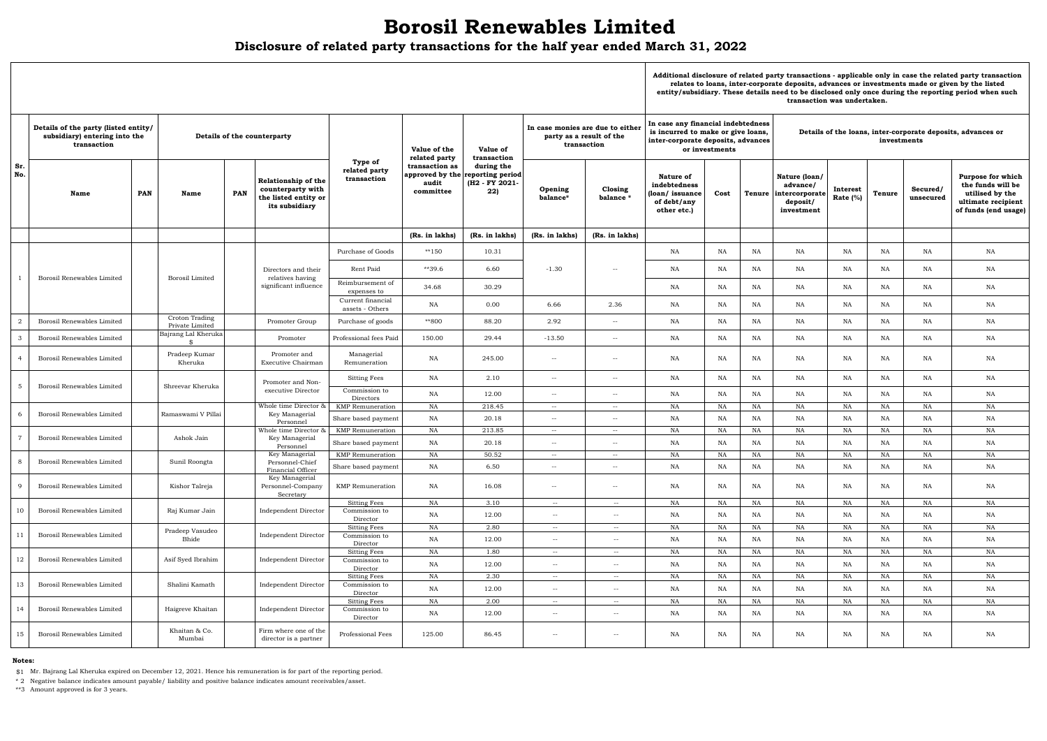# Borosil Renewables Limited

## Disclosure of related party transactions for the half year ended March 31, 2022

| Sr. No. | Details of the party (listed entity/ subsidiary) entering into the transaction | | Details of the counterparty | | | Type of related party transaction | Value of the related party transaction as approved by the audit committee | Value of transaction during the reporting period (H2 - FY 2021-22) | In case monies are due to either party as a result of the transaction | | Additional disclosure of related party transactions - applicable only in case the related party transaction relates to loans, inter-corporate deposits, advances or investments made or given by the listed entity/subsidiary. These details need to be disclosed only once during the reporting period when such transaction was undertaken. In case any financial indebtedness is incurred to make or give loans, inter-corporate deposits, advances or investments | | | Details of the loans, inter-corporate deposits, advances or investments | | | | |
|---|---|---|---|---|---|---|---|---|---|---|---|---|---|---|---|---|---|---|
| | Name | PAN | Name | PAN | Relationship of the counterparty with the listed entity or its subsidiary | | | | Opening balance* | Closing balance * | Nature of indebtedness (loan/ issuance of debt/any other etc.) | Cost | Tenure | Nature (loan/ advance/ intercorporate deposit/ investment | Interest Rate (%) | Tenure | Secured/ unsecured | Purpose for which the funds will be utilised by the ultimate recipient of funds (end usage) |
| | | | | | | | (Rs. in lakhs) | (Rs. in lakhs) | (Rs. in lakhs) | (Rs. in lakhs) | | | | | | | | |
| 1 | Borosil Renewables Limited | | Borosil Limited | | Directors and their relatives having significant influence | Purchase of Goods | **150 | 10.31 | -1.30 | -- | NA | NA | NA | NA | NA | NA | NA | NA |
| | | | | | | Rent Paid | **39.6 | 6.60 | | | NA | NA | NA | NA | NA | NA | NA | NA |
| | | | | | | Reimbursement of expenses to | 34.68 | 30.29 | | | NA | NA | NA | NA | NA | NA | NA | NA |
| | | | | | | Current financial assets - Others | NA | 0.00 | 6.66 | 2.36 | NA | NA | NA | NA | NA | NA | NA | NA |
| 2 | Borosil Renewables Limited | | Croton Trading Private Limited | | Promoter Group | Purchase of goods | **800 | 88.20 | 2.92 | -- | NA | NA | NA | NA | NA | NA | NA | NA |
| 3 | Borosil Renewables Limited | | Bajrang Lal Kheruka $ | | Promoter | Professional fees Paid | 150.00 | 29.44 | -13.50 | -- | NA | NA | NA | NA | NA | NA | NA | NA |
| 4 | Borosil Renewables Limited | | Pradeep Kumar Kheruka | | Promoter and Executive Chairman | Managerial Remuneration | NA | 245.00 | -- | -- | NA | NA | NA | NA | NA | NA | NA | NA |
| 5 | Borosil Renewables Limited | | Shreevar Kheruka | | Promoter and Non-executive Director | Sitting Fees | NA | 2.10 | -- | -- | NA | NA | NA | NA | NA | NA | NA | NA |
| | | | | | | Commission to Directors | NA | 12.00 | -- | -- | NA | NA | NA | NA | NA | NA | NA | NA |
| 6 | Borosil Renewables Limited | | Ramaswami V Pillai | | Whole time Director & Key Managerial Personnel | KMP Remuneration | NA | 218.45 | -- | -- | NA | NA | NA | NA | NA | NA | NA | NA |
| | | | | | | Share based payment | NA | 20.18 | -- | -- | NA | NA | NA | NA | NA | NA | NA | NA |
| 7 | Borosil Renewables Limited | | Ashok Jain | | Whole time Director & Key Managerial Personnel | KMP Remuneration | NA | 213.85 | -- | -- | NA | NA | NA | NA | NA | NA | NA | NA |
| | | | | | | Share based payment | NA | 20.18 | -- | -- | NA | NA | NA | NA | NA | NA | NA | NA |
| 8 | Borosil Renewables Limited | | Sunil Roongta | | Key Managerial Personnel-Chief Financial Officer | KMP Remuneration | NA | 50.52 | -- | -- | NA | NA | NA | NA | NA | NA | NA | NA |
| | | | | | | Share based payment | NA | 6.50 | -- | -- | NA | NA | NA | NA | NA | NA | NA | NA |
| 9 | Borosil Renewables Limited | | Kishor Talreja | | Key Managerial Personnel-Company Secretary | KMP Remuneration | NA | 16.08 | -- | -- | NA | NA | NA | NA | NA | NA | NA | NA |
| 10 | Borosil Renewables Limited | | Raj Kumar Jain | | Independent Director | Sitting Fees | NA | 3.10 | -- | -- | NA | NA | NA | NA | NA | NA | NA | NA |
| | | | | | | Commission to Director | NA | 12.00 | -- | -- | NA | NA | NA | NA | NA | NA | NA | NA |
| 11 | Borosil Renewables Limited | | Pradeep Vasudeo Bhide | | Independent Director | Sitting Fees | NA | 2.80 | -- | -- | NA | NA | NA | NA | NA | NA | NA | NA |
| | | | | | | Commission to Director | NA | 12.00 | -- | -- | NA | NA | NA | NA | NA | NA | NA | NA |
| 12 | Borosil Renewables Limited | | Asif Syed Ibrahim | | Independent Director | Sitting Fees | NA | 1.80 | -- | -- | NA | NA | NA | NA | NA | NA | NA | NA |
| | | | | | | Commission to Director | NA | 12.00 | -- | -- | NA | NA | NA | NA | NA | NA | NA | NA |
| 13 | Borosil Renewables Limited | | Shalini Kamath | | Independent Director | Sitting Fees | NA | 2.30 | -- | -- | NA | NA | NA | NA | NA | NA | NA | NA |
| | | | | | | Commission to Director | NA | 12.00 | -- | -- | NA | NA | NA | NA | NA | NA | NA | NA |
| 14 | Borosil Renewables Limited | | Haigreve Khaitan | | Independent Director | Sitting Fees | NA | 2.00 | -- | -- | NA | NA | NA | NA | NA | NA | NA | NA |
| | | | | | | Commission to Director | NA | 12.00 | -- | -- | NA | NA | NA | NA | NA | NA | NA | NA |
| 15 | Borosil Renewables Limited | | Khaitan & Co. Mumbai | | Firm where one of the director is a partner | Professional Fees | 125.00 | 86.45 | -- | -- | NA | NA | NA | NA | NA | NA | NA | NA |

**Notes:**

$1 Mr. Bajrang Lal Kheruka expired on December 12, 2021. Hence his remuneration is for part of the reporting period.

* 2 Negative balance indicates amount payable/ liability and positive balance indicates amount receivables/asset.

**3 Amount approved is for 3 years.